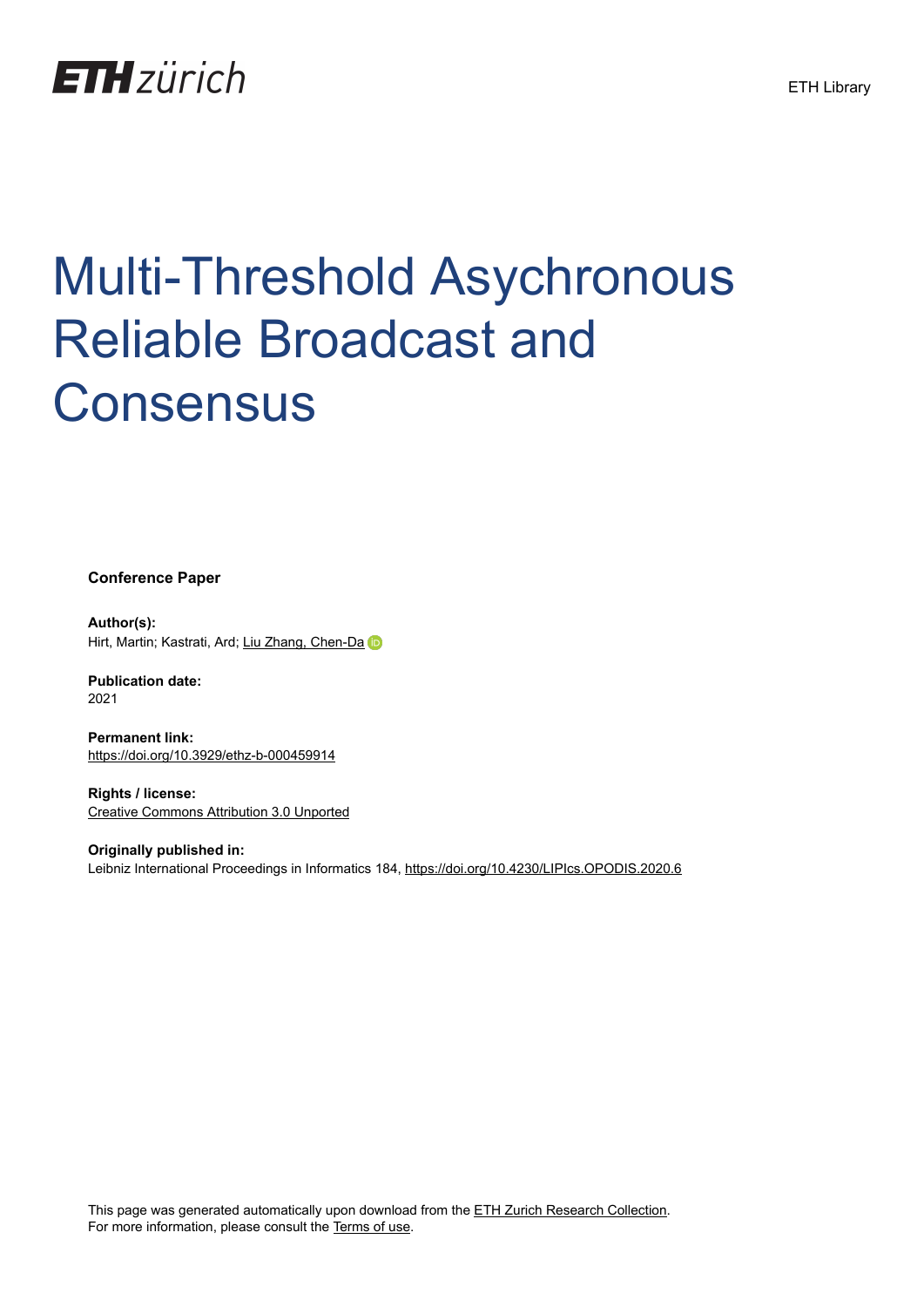ETH zürich

ETH Library

# Multi-Threshold Asychronous Reliable Broadcast and Consensus

**Conference Paper**

**Author(s):**
Hirt, Martin; Kastrati, Ard; Liu Zhang, Chen-Da

**Publication date:**
2021

**Permanent link:**
https://doi.org/10.3929/ethz-b-000459914

**Rights / license:**
Creative Commons Attribution 3.0 Unported

**Originally published in:**
Leibniz International Proceedings in Informatics 184, https://doi.org/10.4230/LIPIcs.OPODIS.2020.6

This page was generated automatically upon download from the ETH Zurich Research Collection.
For more information, please consult the Terms of use.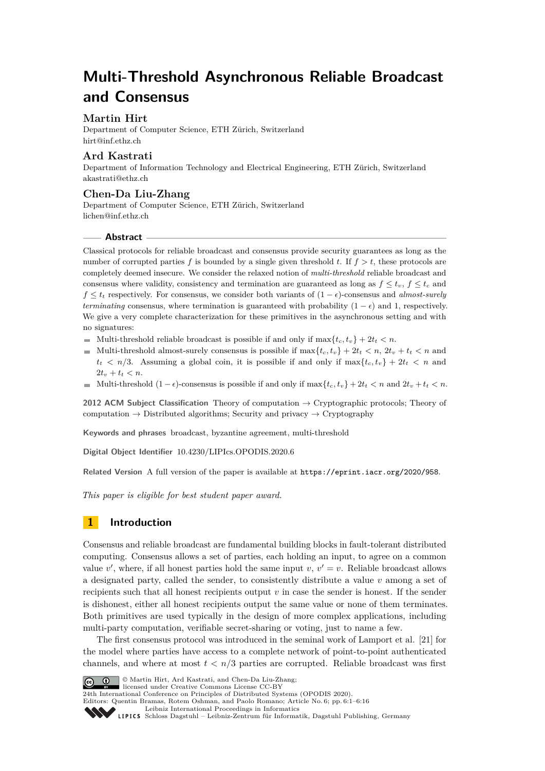# Multi-Threshold Asynchronous Reliable Broadcast and Consensus

**Martin Hirt**
Department of Computer Science, ETH Zürich, Switzerland
hirt@inf.ethz.ch

**Ard Kastrati**
Department of Information Technology and Electrical Engineering, ETH Zürich, Switzerland
akastrati@ethz.ch

**Chen-Da Liu-Zhang**
Department of Computer Science, ETH Zürich, Switzerland
lichen@inf.ethz.ch

## Abstract

Classical protocols for reliable broadcast and consensus provide security guarantees as long as the number of corrupted parties $f$ is bounded by a single given threshold $t$. If $f > t$, these protocols are completely deemed insecure. We consider the relaxed notion of *multi-threshold* reliable broadcast and consensus where validity, consistency and termination are guaranteed as long as $f \leq t_v$, $f \leq t_c$ and $f \leq t_t$ respectively. For consensus, we consider both variants of $(1-\epsilon)$-consensus and *almost-surely terminating* consensus, where termination is guaranteed with probability $(1-\epsilon)$ and 1, respectively. We give a very complete characterization for these primitives in the asynchronous setting and with no signatures:

- Multi-threshold reliable broadcast is possible if and only if $\max\{t_c, t_v\} + 2t_t < n$.
- Multi-threshold almost-surely consensus is possible if $\max\{t_c, t_v\} + 2t_t < n$, $2t_v + t_t < n$ and $t_t < n/3$. Assuming a global coin, it is possible if and only if $\max\{t_c, t_v\} + 2t_t < n$ and $2t_v + t_t < n$.
- Multi-threshold $(1-\epsilon)$-consensus is possible if and only if $\max\{t_c, t_v\} + 2t_t < n$ and $2t_v + t_t < n$.

**2012 ACM Subject Classification** Theory of computation → Cryptographic protocols; Theory of computation → Distributed algorithms; Security and privacy → Cryptography

**Keywords and phrases** broadcast, byzantine agreement, multi-threshold

**Digital Object Identifier** 10.4230/LIPIcs.OPODIS.2020.6

**Related Version** A full version of the paper is available at https://eprint.iacr.org/2020/958.

*This paper is eligible for best student paper award.*

## 1 Introduction

Consensus and reliable broadcast are fundamental building blocks in fault-tolerant distributed computing. Consensus allows a set of parties, each holding an input, to agree on a common value $v'$, where, if all honest parties hold the same input $v$, $v' = v$. Reliable broadcast allows a designated party, called the sender, to consistently distribute a value $v$ among a set of recipients such that all honest recipients output $v$ in case the sender is honest. If the sender is dishonest, either all honest recipients output the same value or none of them terminates. Both primitives are used typically in the design of more complex applications, including multi-party computation, verifiable secret-sharing or voting, just to name a few.

The first consensus protocol was introduced in the seminal work of Lamport et al. [21] for the model where parties have access to a complete network of point-to-point authenticated channels, and where at most $t < n/3$ parties are corrupted. Reliable broadcast was first

© Martin Hirt, Ard Kastrati, and Chen-Da Liu-Zhang;
licensed under Creative Commons License CC-BY
24th International Conference on Principles of Distributed Systems (OPODIS 2020).
Editors: Quentin Bramas, Rotem Oshman, and Paolo Romano; Article No. 6; pp. 6:1–6:16
Leibniz International Proceedings in Informatics
Schloss Dagstuhl – Leibniz-Zentrum für Informatik, Dagstuhl Publishing, Germany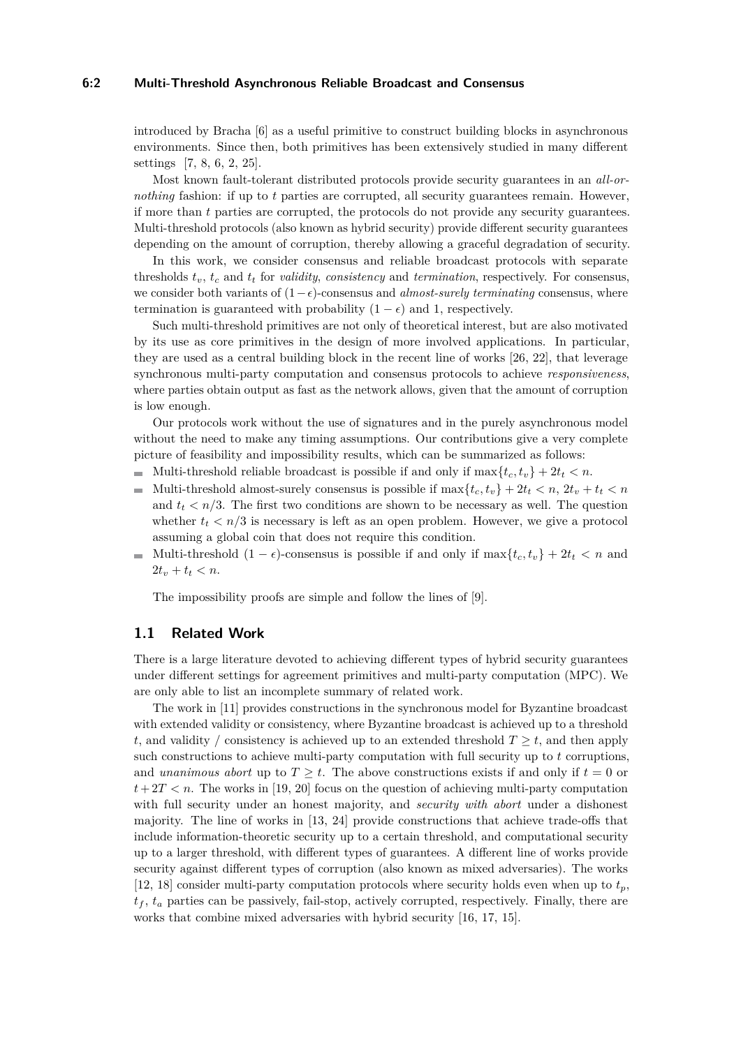introduced by Bracha [6] as a useful primitive to construct building blocks in asynchronous environments. Since then, both primitives has been extensively studied in many different settings [7, 8, 6, 2, 25].

Most known fault-tolerant distributed protocols provide security guarantees in an *all-or-nothing* fashion: if up to $t$ parties are corrupted, all security guarantees remain. However, if more than $t$ parties are corrupted, the protocols do not provide any security guarantees. Multi-threshold protocols (also known as hybrid security) provide different security guarantees depending on the amount of corruption, thereby allowing a graceful degradation of security.

In this work, we consider consensus and reliable broadcast protocols with separate thresholds $t_v$, $t_c$ and $t_t$ for *validity*, *consistency* and *termination*, respectively. For consensus, we consider both variants of $(1-\epsilon)$-consensus and *almost-surely terminating* consensus, where termination is guaranteed with probability $(1-\epsilon)$ and 1, respectively.

Such multi-threshold primitives are not only of theoretical interest, but are also motivated by its use as core primitives in the design of more involved applications. In particular, they are used as a central building block in the recent line of works [26, 22], that leverage synchronous multi-party computation and consensus protocols to achieve *responsiveness*, where parties obtain output as fast as the network allows, given that the amount of corruption is low enough.

Our protocols work without the use of signatures and in the purely asynchronous model without the need to make any timing assumptions. Our contributions give a very complete picture of feasibility and impossibility results, which can be summarized as follows:

- Multi-threshold reliable broadcast is possible if and only if $\max\{t_c, t_v\} + 2t_t < n$.
- Multi-threshold almost-surely consensus is possible if $\max\{t_c, t_v\} + 2t_t < n$, $2t_v + t_t < n$ and $t_t < n/3$. The first two conditions are shown to be necessary as well. The question whether $t_t < n/3$ is necessary is left as an open problem. However, we give a protocol assuming a global coin that does not require this condition.
- Multi-threshold $(1-\epsilon)$-consensus is possible if and only if $\max\{t_c, t_v\} + 2t_t < n$ and $2t_v + t_t < n$.

The impossibility proofs are simple and follow the lines of [9].

## 1.1 Related Work

There is a large literature devoted to achieving different types of hybrid security guarantees under different settings for agreement primitives and multi-party computation (MPC). We are only able to list an incomplete summary of related work.

The work in [11] provides constructions in the synchronous model for Byzantine broadcast with extended validity or consistency, where Byzantine broadcast is achieved up to a threshold $t$, and validity / consistency is achieved up to an extended threshold $T \geq t$, and then apply such constructions to achieve multi-party computation with full security up to $t$ corruptions, and *unanimous abort* up to $T \geq t$. The above constructions exists if and only if $t = 0$ or $t + 2T < n$. The works in [19, 20] focus on the question of achieving multi-party computation with full security under an honest majority, and *security with abort* under a dishonest majority. The line of works in [13, 24] provide constructions that achieve trade-offs that include information-theoretic security up to a certain threshold, and computational security up to a larger threshold, with different types of guarantees. A different line of works provide security against different types of corruption (also known as mixed adversaries). The works [12, 18] consider multi-party computation protocols where security holds even when up to $t_p$, $t_f$, $t_a$ parties can be passively, fail-stop, actively corrupted, respectively. Finally, there are works that combine mixed adversaries with hybrid security [16, 17, 15].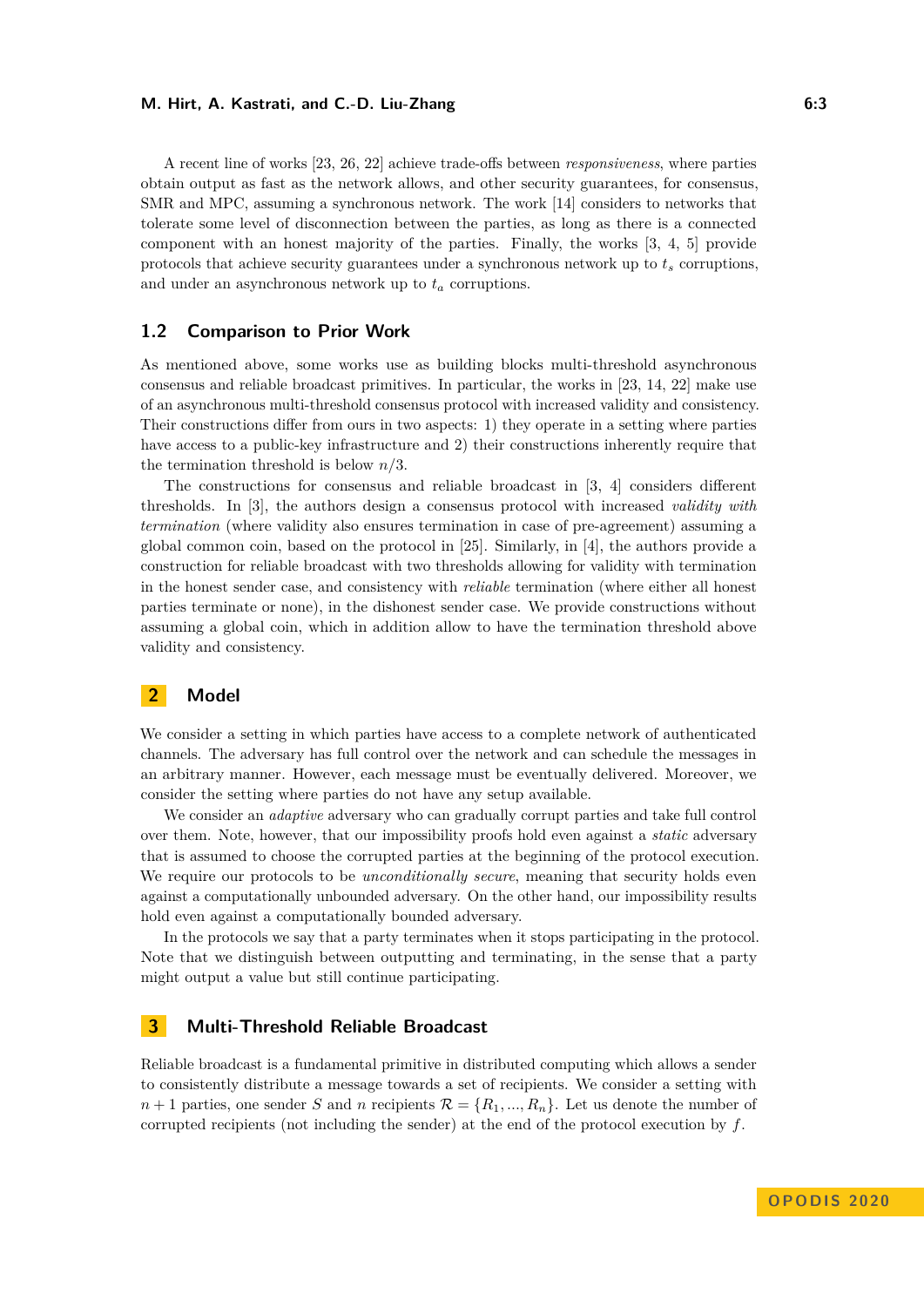A recent line of works [23, 26, 22] achieve trade-offs between *responsiveness*, where parties obtain output as fast as the network allows, and other security guarantees, for consensus, SMR and MPC, assuming a synchronous network. The work [14] considers to networks that tolerate some level of disconnection between the parties, as long as there is a connected component with an honest majority of the parties. Finally, the works [3, 4, 5] provide protocols that achieve security guarantees under a synchronous network up to $t_s$ corruptions, and under an asynchronous network up to $t_a$ corruptions.

## 1.2 Comparison to Prior Work

As mentioned above, some works use as building blocks multi-threshold asynchronous consensus and reliable broadcast primitives. In particular, the works in [23, 14, 22] make use of an asynchronous multi-threshold consensus protocol with increased validity and consistency. Their constructions differ from ours in two aspects: 1) they operate in a setting where parties have access to a public-key infrastructure and 2) their constructions inherently require that the termination threshold is below $n/3$.

The constructions for consensus and reliable broadcast in [3, 4] considers different thresholds. In [3], the authors design a consensus protocol with increased *validity with termination* (where validity also ensures termination in case of pre-agreement) assuming a global common coin, based on the protocol in [25]. Similarly, in [4], the authors provide a construction for reliable broadcast with two thresholds allowing for validity with termination in the honest sender case, and consistency with *reliable* termination (where either all honest parties terminate or none), in the dishonest sender case. We provide constructions without assuming a global coin, which in addition allow to have the termination threshold above validity and consistency.

# 2 Model

We consider a setting in which parties have access to a complete network of authenticated channels. The adversary has full control over the network and can schedule the messages in an arbitrary manner. However, each message must be eventually delivered. Moreover, we consider the setting where parties do not have any setup available.

We consider an *adaptive* adversary who can gradually corrupt parties and take full control over them. Note, however, that our impossibility proofs hold even against a *static* adversary that is assumed to choose the corrupted parties at the beginning of the protocol execution. We require our protocols to be *unconditionally secure*, meaning that security holds even against a computationally unbounded adversary. On the other hand, our impossibility results hold even against a computationally bounded adversary.

In the protocols we say that a party terminates when it stops participating in the protocol. Note that we distinguish between outputting and terminating, in the sense that a party might output a value but still continue participating.

# 3 Multi-Threshold Reliable Broadcast

Reliable broadcast is a fundamental primitive in distributed computing which allows a sender to consistently distribute a message towards a set of recipients. We consider a setting with $n+1$ parties, one sender $S$ and $n$ recipients $\mathcal{R} = \{R_1, ..., R_n\}$. Let us denote the number of corrupted recipients (not including the sender) at the end of the protocol execution by $f$.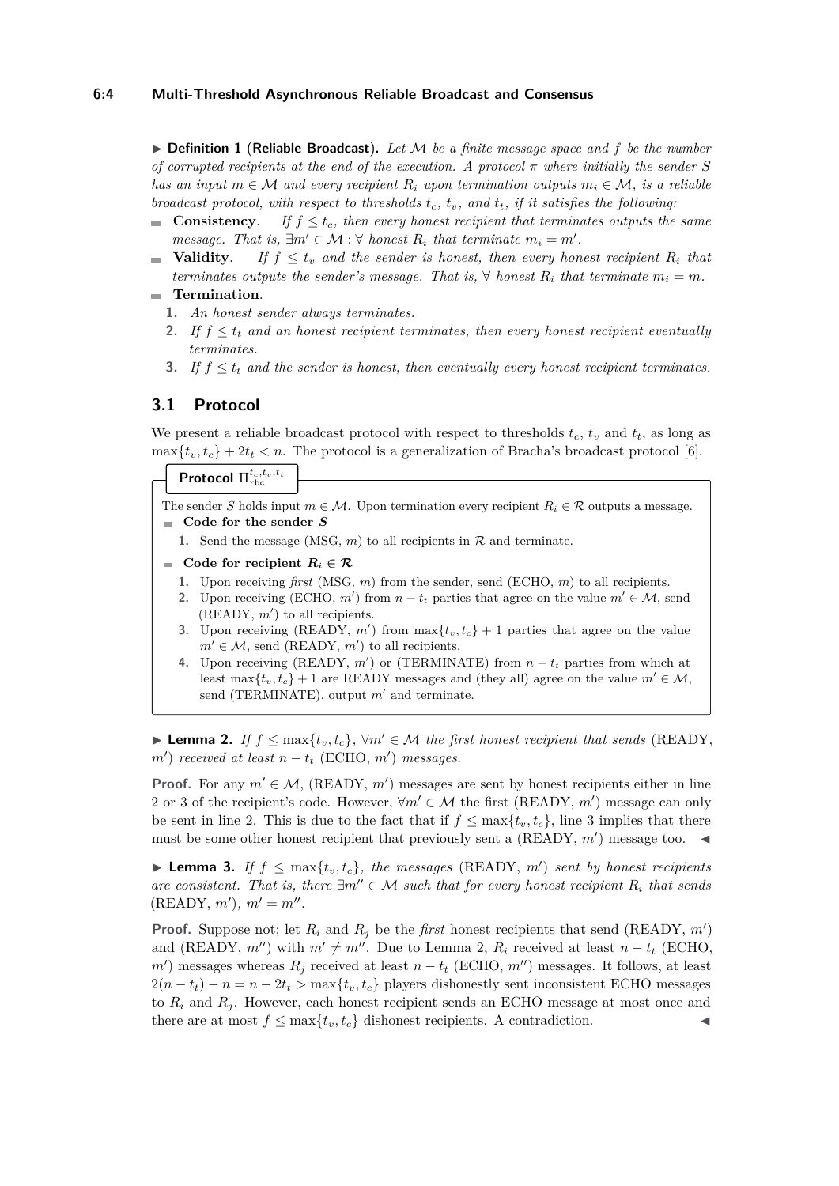▶ **Definition 1** (**Reliable Broadcast**)**.** *Let $\mathcal{M}$ be a finite message space and $f$ be the number of corrupted recipients at the end of the execution. A protocol $\pi$ where initially the sender $S$ has an input $m \in \mathcal{M}$ and every recipient $R_i$ upon termination outputs $m_i \in \mathcal{M}$, is a reliable broadcast protocol, with respect to thresholds $t_c$, $t_v$, and $t_t$, if it satisfies the following:*

- **Consistency**. *If $f \leq t_c$, then every honest recipient that terminates outputs the same message. That is, $\exists m' \in \mathcal{M} : \forall$ honest $R_i$ that terminate $m_i = m'$.*
- **Validity**. *If $f \leq t_v$ and the sender is honest, then every honest recipient $R_i$ that terminates outputs the sender's message. That is, $\forall$ honest $R_i$ that terminate $m_i = m$.*
- **Termination**.
  1. *An honest sender always terminates.*
  2. *If $f \leq t_t$ and an honest recipient terminates, then every honest recipient eventually terminates.*
  3. *If $f \leq t_t$ and the sender is honest, then eventually every honest recipient terminates.*

## 3.1 Protocol

We present a reliable broadcast protocol with respect to thresholds $t_c$, $t_v$ and $t_t$, as long as $\max\{t_v, t_c\} + 2t_t < n$. The protocol is a generalization of Bracha's broadcast protocol [6].

**Protocol $\Pi_{\texttt{rbc}}^{t_c,t_v,t_t}$**

The sender $S$ holds input $m \in \mathcal{M}$. Upon termination every recipient $R_i \in \mathcal{R}$ outputs a message.

- **Code for the sender $S$**
  1. Send the message (MSG, $m$) to all recipients in $\mathcal{R}$ and terminate.
- **Code for recipient $R_i \in \mathcal{R}$**
  1. Upon receiving *first* (MSG, $m$) from the sender, send (ECHO, $m$) to all recipients.
  2. Upon receiving (ECHO, $m'$) from $n - t_t$ parties that agree on the value $m' \in \mathcal{M}$, send (READY, $m'$) to all recipients.
  3. Upon receiving (READY, $m'$) from $\max\{t_v, t_c\} + 1$ parties that agree on the value $m' \in \mathcal{M}$, send (READY, $m'$) to all recipients.
  4. Upon receiving (READY, $m'$) or (TERMINATE) from $n - t_t$ parties from which at least $\max\{t_v, t_c\} + 1$ are READY messages and (they all) agree on the value $m' \in \mathcal{M}$, send (TERMINATE), output $m'$ and terminate.

▶ **Lemma 2.** *If $f \leq \max\{t_v, t_c\}$, $\forall m' \in \mathcal{M}$ the first honest recipient that sends* (READY, $m'$) *received at least $n - t_t$* (ECHO, $m'$) *messages.*

**Proof.** For any $m' \in \mathcal{M}$, (READY, $m'$) messages are sent by honest recipients either in line 2 or 3 of the recipient's code. However, $\forall m' \in \mathcal{M}$ the first (READY, $m'$) message can only be sent in line 2. This is due to the fact that if $f \leq \max\{t_v, t_c\}$, line 3 implies that there must be some other honest recipient that previously sent a (READY, $m'$) message too. ◀

▶ **Lemma 3.** *If $f \leq \max\{t_v, t_c\}$, the messages* (READY, $m'$) *sent by honest recipients are consistent. That is, there $\exists m'' \in \mathcal{M}$ such that for every honest recipient $R_i$ that sends* (READY, $m'$)*, $m' = m''$.*

**Proof.** Suppose not; let $R_i$ and $R_j$ be the *first* honest recipients that send (READY, $m'$) and (READY, $m''$) with $m' \neq m''$. Due to Lemma 2, $R_i$ received at least $n - t_t$ (ECHO, $m'$) messages whereas $R_j$ received at least $n - t_t$ (ECHO, $m''$) messages. It follows, at least $2(n - t_t) - n = n - 2t_t > \max\{t_v, t_c\}$ players dishonestly sent inconsistent ECHO messages to $R_i$ and $R_j$. However, each honest recipient sends an ECHO message at most once and there are at most $f \leq \max\{t_v, t_c\}$ dishonest recipients. A contradiction. ◀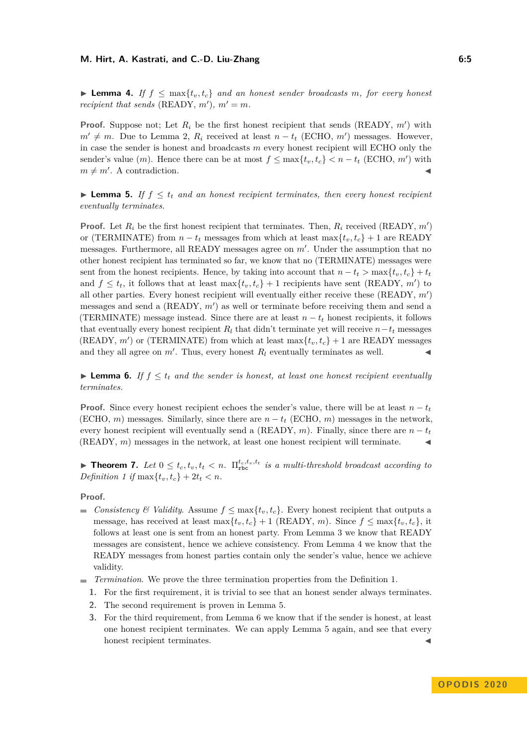▶ **Lemma 4.** *If $f \leq \max\{t_v, t_c\}$ and an honest sender broadcasts $m$, for every honest recipient that sends* (READY, $m'$)*, $m' = m$.*

**Proof.** Suppose not; Let $R_i$ be the first honest recipient that sends (READY, $m'$) with $m' \neq m$. Due to Lemma 2, $R_i$ received at least $n - t_t$ (ECHO, $m'$) messages. However, in case the sender is honest and broadcasts $m$ every honest recipient will ECHO only the sender's value ($m$). Hence there can be at most $f \leq \max\{t_v, t_c\} < n - t_t$ (ECHO, $m'$) with $m \neq m'$. A contradiction. ◀

▶ **Lemma 5.** *If $f \leq t_t$ and an honest recipient terminates, then every honest recipient eventually terminates.*

**Proof.** Let $R_i$ be the first honest recipient that terminates. Then, $R_i$ received (READY, $m'$) or (TERMINATE) from $n - t_t$ messages from which at least $\max\{t_v, t_c\} + 1$ are READY messages. Furthermore, all READY messages agree on $m'$. Under the assumption that no other honest recipient has terminated so far, we know that no (TERMINATE) messages were sent from the honest recipients. Hence, by taking into account that $n - t_t > \max\{t_v, t_c\} + t_t$ and $f \leq t_t$, it follows that at least $\max\{t_v, t_c\} + 1$ recipients have sent (READY, $m'$) to all other parties. Every honest recipient will eventually either receive these (READY, $m'$) messages and send a (READY, $m'$) as well or terminate before receiving them and send a (TERMINATE) message instead. Since there are at least $n - t_t$ honest recipients, it follows that eventually every honest recipient $R_l$ that didn't terminate yet will receive $n - t_t$ messages (READY, $m'$) or (TERMINATE) from which at least $\max\{t_v, t_c\} + 1$ are READY messages and they all agree on $m'$. Thus, every honest $R_l$ eventually terminates as well. ◀

▶ **Lemma 6.** *If $f \leq t_t$ and the sender is honest, at least one honest recipient eventually terminates.*

**Proof.** Since every honest recipient echoes the sender's value, there will be at least $n - t_t$ (ECHO, $m$) messages. Similarly, since there are $n - t_t$ (ECHO, $m$) messages in the network, every honest recipient will eventually send a (READY, $m$). Finally, since there are $n - t_t$ (READY, $m$) messages in the network, at least one honest recipient will terminate. ◀

▶ **Theorem 7.** *Let $0 \leq t_c, t_v, t_t < n$. $\Pi_{\texttt{rbc}}^{t_c,t_v,t_t}$ is a multi-threshold broadcast according to Definition 1 if $\max\{t_v, t_c\} + 2t_t < n$.*

**Proof.**

- *Consistency & Validity.* Assume $f \leq \max\{t_v, t_c\}$. Every honest recipient that outputs a message, has received at least $\max\{t_v, t_c\} + 1$ (READY, $m$). Since $f \leq \max\{t_v, t_c\}$, it follows that at least one is sent from an honest party. From Lemma 3 we know that READY messages are consistent, hence we achieve consistency. From Lemma 4 we know that the READY messages from honest parties contain only the sender's value, hence we achieve validity.
- *Termination.* We prove the three termination properties from the Definition 1.
  1. For the first requirement, it is trivial to see that an honest sender always terminates.
  2. The second requirement is proven in Lemma 5.
  3. For the third requirement, from Lemma 6 we know that if the sender is honest, at least one honest recipient terminates. We can apply Lemma 5 again, and see that every honest recipient terminates. ◀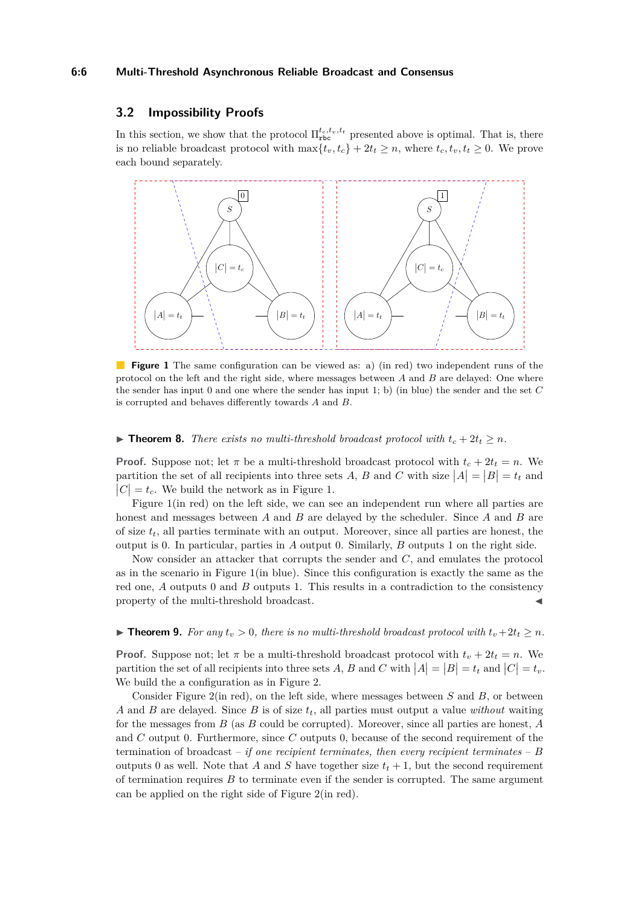## 3.2 Impossibility Proofs

In this section, we show that the protocol $\Pi_{\texttt{rbc}}^{t_c,t_v,t_t}$ presented above is optimal. That is, there is no reliable broadcast protocol with $\max\{t_v, t_c\} + 2t_t \geq n$, where $t_c, t_v, t_t \geq 0$. We prove each bound separately.

**Figure 1** The same configuration can be viewed as: a) (in red) two independent runs of the protocol on the left and the right side, where messages between $A$ and $B$ are delayed: One where the sender has input 0 and one where the sender has input 1; b) (in blue) the sender and the set $C$ is corrupted and behaves differently towards $A$ and $B$.

▶ **Theorem 8.** *There exists no multi-threshold broadcast protocol with $t_c + 2t_t \geq n$.*

**Proof.** Suppose not; let $\pi$ be a multi-threshold broadcast protocol with $t_c + 2t_t = n$. We partition the set of all recipients into three sets $A$, $B$ and $C$ with size $|A| = |B| = t_t$ and $|C| = t_c$. We build the network as in Figure 1.

Figure 1(in red) on the left side, we can see an independent run where all parties are honest and messages between $A$ and $B$ are delayed by the scheduler. Since $A$ and $B$ are of size $t_t$, all parties terminate with an output. Moreover, since all parties are honest, the output is 0. In particular, parties in $A$ output 0. Similarly, $B$ outputs 1 on the right side.

Now consider an attacker that corrupts the sender and $C$, and emulates the protocol as in the scenario in Figure 1(in blue). Since this configuration is exactly the same as the red one, $A$ outputs 0 and $B$ outputs 1. This results in a contradiction to the consistency property of the multi-threshold broadcast. ◀

▶ **Theorem 9.** *For any $t_v > 0$, there is no multi-threshold broadcast protocol with $t_v+2t_t \geq n$.*

**Proof.** Suppose not; let $\pi$ be a multi-threshold broadcast protocol with $t_v + 2t_t = n$. We partition the set of all recipients into three sets $A$, $B$ and $C$ with $|A| = |B| = t_t$ and $|C| = t_v$. We build the a configuration as in Figure 2.

Consider Figure 2(in red), on the left side, where messages between $S$ and $B$, or between $A$ and $B$ are delayed. Since $B$ is of size $t_t$, all parties must output a value *without* waiting for the messages from $B$ (as $B$ could be corrupted). Moreover, since all parties are honest, $A$ and $C$ output 0. Furthermore, since $C$ outputs 0, because of the second requirement of the termination of broadcast – *if one recipient terminates, then every recipient terminates* – $B$ outputs 0 as well. Note that $A$ and $S$ have together size $t_t + 1$, but the second requirement of termination requires $B$ to terminate even if the sender is corrupted. The same argument can be applied on the right side of Figure 2(in red).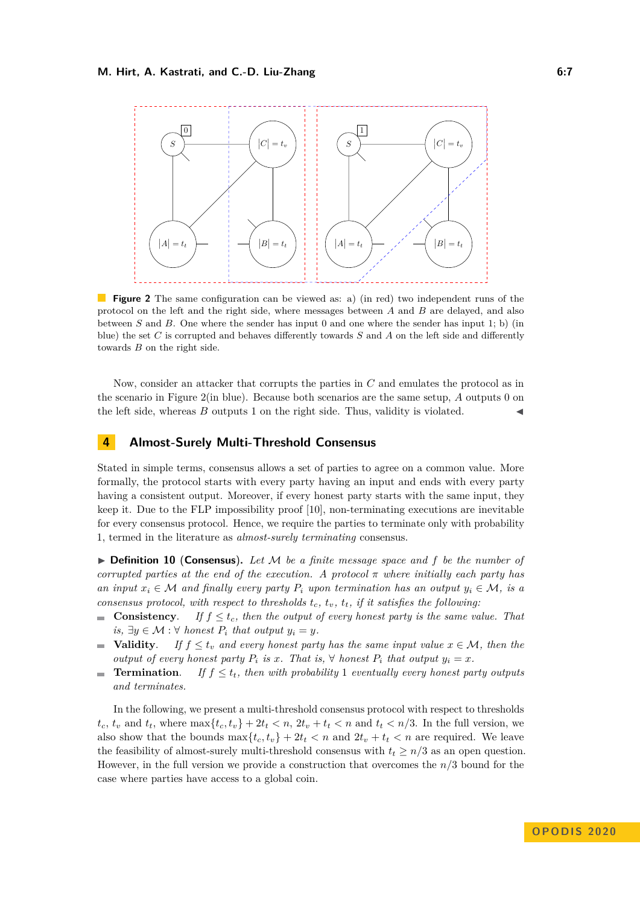**Figure 2** The same configuration can be viewed as: a) (in red) two independent runs of the protocol on the left and the right side, where messages between $A$ and $B$ are delayed, and also between $S$ and $B$. One where the sender has input 0 and one where the sender has input 1; b) (in blue) the set $C$ is corrupted and behaves differently towards $S$ and $A$ on the left side and differently towards $B$ on the right side.

Now, consider an attacker that corrupts the parties in $C$ and emulates the protocol as in the scenario in Figure 2(in blue). Because both scenarios are the same setup, $A$ outputs 0 on the left side, whereas $B$ outputs 1 on the right side. Thus, validity is violated. ◀

## 4 Almost-Surely Multi-Threshold Consensus

Stated in simple terms, consensus allows a set of parties to agree on a common value. More formally, the protocol starts with every party having an input and ends with every party having a consistent output. Moreover, if every honest party starts with the same input, they keep it. Due to the FLP impossibility proof [10], non-terminating executions are inevitable for every consensus protocol. Hence, we require the parties to terminate only with probability 1, termed in the literature as *almost-surely terminating* consensus.

▶ **Definition 10** (**Consensus**). *Let $\mathcal{M}$ be a finite message space and $f$ be the number of corrupted parties at the end of the execution. A protocol $\pi$ where initially each party has an input $x_i \in \mathcal{M}$ and finally every party $P_i$ upon termination has an output $y_i \in \mathcal{M}$, is a consensus protocol, with respect to thresholds $t_c$, $t_v$, $t_t$, if it satisfies the following:*

- **Consistency**. *If $f \leq t_c$, then the output of every honest party is the same value. That is, $\exists y \in \mathcal{M} : \forall$ honest $P_i$ that output $y_i = y$.*
- **Validity**. *If $f \leq t_v$ and every honest party has the same input value $x \in \mathcal{M}$, then the output of every honest party $P_i$ is $x$. That is, $\forall$ honest $P_i$ that output $y_i = x$.*
- **Termination**. *If $f \leq t_t$, then with probability 1 eventually every honest party outputs and terminates.*

In the following, we present a multi-threshold consensus protocol with respect to thresholds $t_c$, $t_v$ and $t_t$, where $\max\{t_c, t_v\} + 2t_t < n$, $2t_v + t_t < n$ and $t_t < n/3$. In the full version, we also show that the bounds $\max\{t_c, t_v\} + 2t_t < n$ and $2t_v + t_t < n$ are required. We leave the feasibility of almost-surely multi-threshold consensus with $t_t \geq n/3$ as an open question. However, in the full version we provide a construction that overcomes the $n/3$ bound for the case where parties have access to a global coin.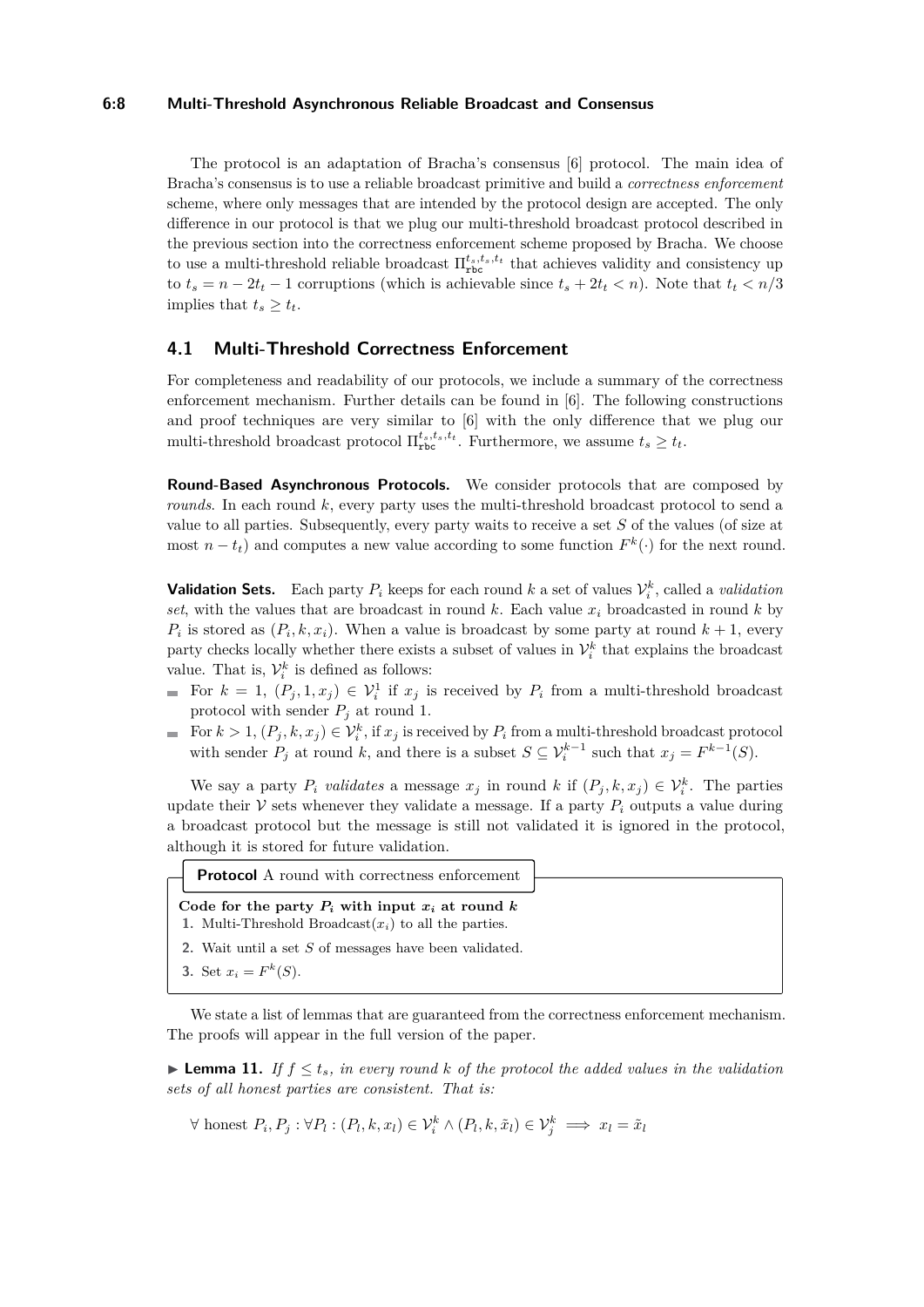The protocol is an adaptation of Bracha's consensus [6] protocol. The main idea of Bracha's consensus is to use a reliable broadcast primitive and build a *correctness enforcement* scheme, where only messages that are intended by the protocol design are accepted. The only difference in our protocol is that we plug our multi-threshold broadcast protocol described in the previous section into the correctness enforcement scheme proposed by Bracha. We choose to use a multi-threshold reliable broadcast $\Pi_{\mathtt{rbc}}^{t_s,t_s,t_t}$ that achieves validity and consistency up to $t_s = n - 2t_t - 1$ corruptions (which is achievable since $t_s + 2t_t < n$). Note that $t_t < n/3$ implies that $t_s \geq t_t$.

## 4.1 Multi-Threshold Correctness Enforcement

For completeness and readability of our protocols, we include a summary of the correctness enforcement mechanism. Further details can be found in [6]. The following constructions and proof techniques are very similar to [6] with the only difference that we plug our multi-threshold broadcast protocol $\Pi_{\mathtt{rbc}}^{t_s,t_s,t_t}$. Furthermore, we assume $t_s \geq t_t$.

**Round-Based Asynchronous Protocols.** We consider protocols that are composed by *rounds*. In each round $k$, every party uses the multi-threshold broadcast protocol to send a value to all parties. Subsequently, every party waits to receive a set $S$ of the values (of size at most $n - t_t$) and computes a new value according to some function $F^k(\cdot)$ for the next round.

**Validation Sets.** Each party $P_i$ keeps for each round $k$ a set of values $\mathcal{V}_i^k$, called a *validation set*, with the values that are broadcast in round $k$. Each value $x_i$ broadcasted in round $k$ by $P_i$ is stored as $(P_i, k, x_i)$. When a value is broadcast by some party at round $k+1$, every party checks locally whether there exists a subset of values in $\mathcal{V}_i^k$ that explains the broadcast value. That is, $\mathcal{V}_i^k$ is defined as follows:

- For $k = 1$, $(P_j, 1, x_j) \in \mathcal{V}_i^1$ if $x_j$ is received by $P_i$ from a multi-threshold broadcast protocol with sender $P_j$ at round 1.
- For $k > 1$, $(P_j, k, x_j) \in \mathcal{V}_i^k$, if $x_j$ is received by $P_i$ from a multi-threshold broadcast protocol with sender $P_j$ at round $k$, and there is a subset $S \subseteq \mathcal{V}_i^{k-1}$ such that $x_j = F^{k-1}(S)$.

We say a party $P_i$ *validates* a message $x_j$ in round $k$ if $(P_j, k, x_j) \in \mathcal{V}_i^k$. The parties update their $\mathcal{V}$ sets whenever they validate a message. If a party $P_i$ outputs a value during a broadcast protocol but the message is still not validated it is ignored in the protocol, although it is stored for future validation.

**Protocol** A round with correctness enforcement

**Code for the party $P_i$ with input $x_i$ at round $k$**

1. Multi-Threshold Broadcast($x_i$) to all the parties.
2. Wait until a set $S$ of messages have been validated.
3. Set $x_i = F^k(S)$.

We state a list of lemmas that are guaranteed from the correctness enforcement mechanism. The proofs will appear in the full version of the paper.

▶ **Lemma 11.** *If $f \leq t_s$, in every round $k$ of the protocol the added values in the validation sets of all honest parties are consistent. That is:*

$$\forall \text{ honest } P_i, P_j : \forall P_l : (P_l, k, x_l) \in \mathcal{V}_i^k \wedge (P_l, k, \tilde{x}_l) \in \mathcal{V}_j^k \implies x_l = \tilde{x}_l$$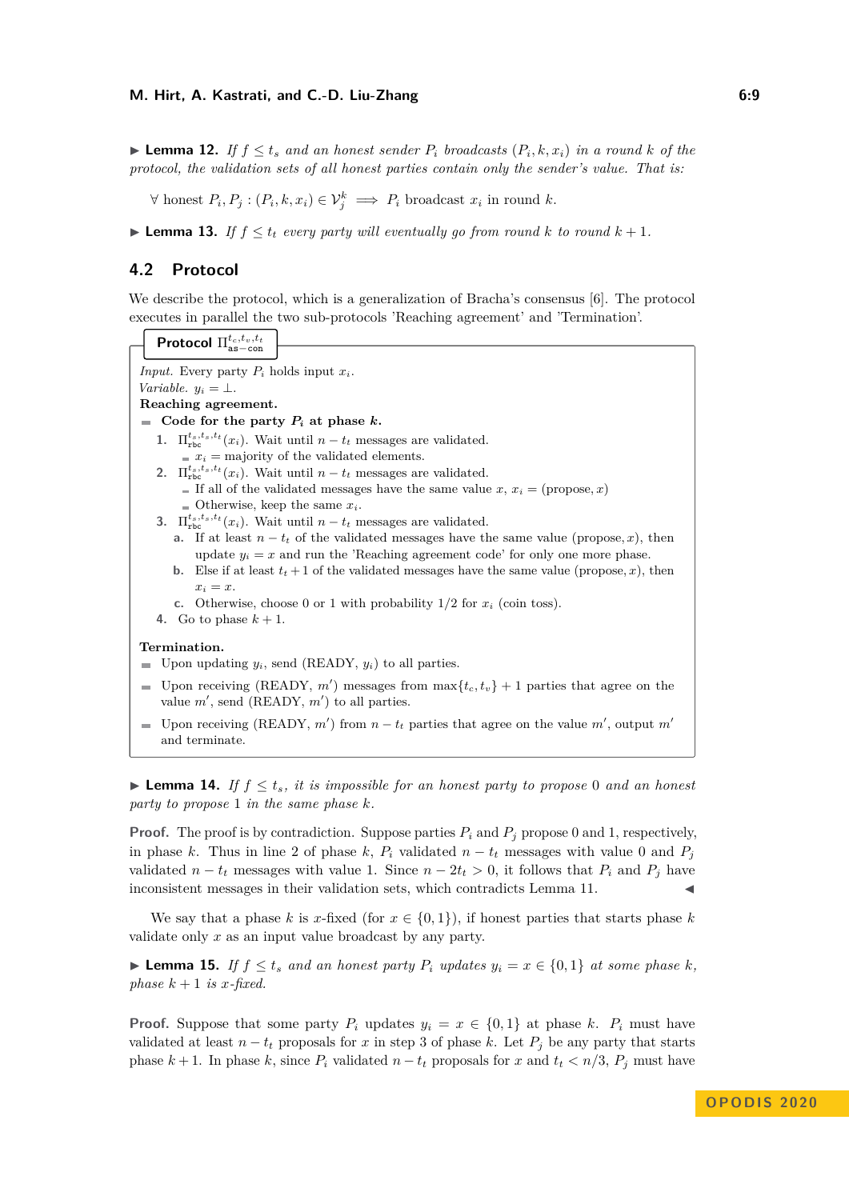▶ **Lemma 12.** *If $f \leq t_s$ and an honest sender $P_i$ broadcasts $(P_i, k, x_i)$ in a round $k$ of the protocol, the validation sets of all honest parties contain only the sender's value. That is:*

$$\forall \text{ honest } P_i, P_j : (P_i, k, x_i) \in \mathcal{V}_j^k \implies P_i \text{ broadcast } x_i \text{ in round } k.$$

▶ **Lemma 13.** *If $f \leq t_t$ every party will eventually go from round $k$ to round $k+1$.*

## 4.2 Protocol

We describe the protocol, which is a generalization of Bracha's consensus [6]. The protocol executes in parallel the two sub-protocols 'Reaching agreement' and 'Termination'.

**Protocol $\Pi_{\text{as-con}}^{t_c,t_v,t_t}$**

*Input.* Every party $P_i$ holds input $x_i$.
*Variable.* $y_i = \bot$.
**Reaching agreement.**

- **Code for the party $P_i$ at phase $k$.**
  1. $\Pi_{\text{rbc}}^{t_s,t_s,t_t}(x_i)$. Wait until $n - t_t$ messages are validated.
     - $x_i =$ majority of the validated elements.
  2. $\Pi_{\text{rbc}}^{t_s,t_s,t_t}(x_i)$. Wait until $n - t_t$ messages are validated.
     - If all of the validated messages have the same value $x$, $x_i = (\text{propose}, x)$
     - Otherwise, keep the same $x_i$.
  3. $\Pi_{\text{rbc}}^{t_s,t_s,t_t}(x_i)$. Wait until $n - t_t$ messages are validated.
     a. If at least $n - t_t$ of the validated messages have the same value $(\text{propose}, x)$, then update $y_i = x$ and run the 'Reaching agreement code' for only one more phase.
     b. Else if at least $t_t + 1$ of the validated messages have the same value $(\text{propose}, x)$, then $x_i = x$.
     c. Otherwise, choose 0 or 1 with probability 1/2 for $x_i$ (coin toss).
  4. Go to phase $k + 1$.

**Termination.**

- Upon updating $y_i$, send (READY, $y_i$) to all parties.
- Upon receiving (READY, $m'$) messages from $\max\{t_c, t_v\} + 1$ parties that agree on the value $m'$, send (READY, $m'$) to all parties.
- Upon receiving (READY, $m'$) from $n - t_t$ parties that agree on the value $m'$, output $m'$ and terminate.

▶ **Lemma 14.** *If $f \leq t_s$, it is impossible for an honest party to propose 0 and an honest party to propose 1 in the same phase $k$.*

**Proof.** The proof is by contradiction. Suppose parties $P_i$ and $P_j$ propose 0 and 1, respectively, in phase $k$. Thus in line 2 of phase $k$, $P_i$ validated $n - t_t$ messages with value 0 and $P_j$ validated $n - t_t$ messages with value 1. Since $n - 2t_t > 0$, it follows that $P_i$ and $P_j$ have inconsistent messages in their validation sets, which contradicts Lemma 11. ◀

We say that a phase $k$ is $x$-fixed (for $x \in \{0, 1\}$), if honest parties that starts phase $k$ validate only $x$ as an input value broadcast by any party.

▶ **Lemma 15.** *If $f \leq t_s$ and an honest party $P_i$ updates $y_i = x \in \{0, 1\}$ at some phase $k$, phase $k + 1$ is $x$-fixed.*

**Proof.** Suppose that some party $P_i$ updates $y_i = x \in \{0, 1\}$ at phase $k$. $P_i$ must have validated at least $n - t_t$ proposals for $x$ in step 3 of phase $k$. Let $P_j$ be any party that starts phase $k + 1$. In phase $k$, since $P_i$ validated $n - t_t$ proposals for $x$ and $t_t < n/3$, $P_j$ must have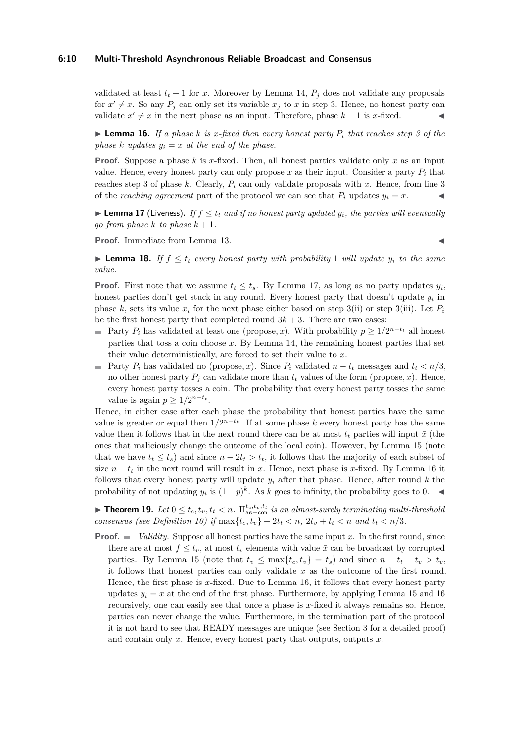validated at least $t_t + 1$ for $x$. Moreover by Lemma 14, $P_j$ does not validate any proposals for $x' \neq x$. So any $P_j$ can only set its variable $x_j$ to $x$ in step 3. Hence, no honest party can validate $x' \neq x$ in the next phase as an input. Therefore, phase $k+1$ is $x$-fixed. ◀

▶ **Lemma 16.** *If a phase $k$ is $x$-fixed then every honest party $P_i$ that reaches step 3 of the phase $k$ updates $y_i = x$ at the end of the phase.*

**Proof.** Suppose a phase $k$ is $x$-fixed. Then, all honest parties validate only $x$ as an input value. Hence, every honest party can only propose $x$ as their input. Consider a party $P_i$ that reaches step 3 of phase $k$. Clearly, $P_i$ can only validate proposals with $x$. Hence, from line 3 of the *reaching agreement* part of the protocol we can see that $P_i$ updates $y_i = x$. ◀

▶ **Lemma 17** (Liveness)**.** *If $f \leq t_t$ and if no honest party updated $y_i$, the parties will eventually go from phase $k$ to phase $k+1$.*

**Proof.** Immediate from Lemma 13. ◀

▶ **Lemma 18.** *If $f \leq t_t$ every honest party with probability 1 will update $y_i$ to the same value.*

**Proof.** First note that we assume $t_t \leq t_s$. By Lemma 17, as long as no party updates $y_i$, honest parties don't get stuck in any round. Every honest party that doesn't update $y_i$ in phase $k$, sets its value $x_i$ for the next phase either based on step 3(ii) or step 3(iii). Let $P_i$ be the first honest party that completed round $3k+3$. There are two cases:

- Party $P_i$ has validated at least one (propose, $x$). With probability $p \geq 1/2^{n-t_t}$ all honest parties that toss a coin choose $x$. By Lemma 14, the remaining honest parties that set their value deterministically, are forced to set their value to $x$.
- Party $P_i$ has validated no (propose, $x$). Since $P_i$ validated $n - t_t$ messages and $t_t < n/3$, no other honest party $P_j$ can validate more than $t_t$ values of the form (propose, $x$). Hence, every honest party tosses a coin. The probability that every honest party tosses the same value is again $p \geq 1/2^{n-t_t}$.

Hence, in either case after each phase the probability that honest parties have the same value is greater or equal then $1/2^{n-t_t}$. If at some phase $k$ every honest party has the same value then it follows that in the next round there can be at most $t_t$ parties will input $\bar{x}$ (the ones that maliciously change the outcome of the local coin). However, by Lemma 15 (note that we have $t_t \leq t_s$) and since $n - 2t_t > t_t$, it follows that the majority of each subset of size $n - t_t$ in the next round will result in $x$. Hence, next phase is $x$-fixed. By Lemma 16 it follows that every honest party will update $y_i$ after that phase. Hence, after round $k$ the probability of not updating $y_i$ is $(1-p)^k$. As $k$ goes to infinity, the probability goes to 0. ◀

▶ **Theorem 19.** *Let $0 \leq t_c, t_v, t_t < n$. $\Pi^{t_c,t_v,t_t}_{\mathtt{as-con}}$ is an almost-surely terminating multi-threshold consensus (see Definition 10) if $\max\{t_c, t_v\} + 2t_t < n$, $2t_v + t_t < n$ and $t_t < n/3$.*

**Proof.**

- *Validity.* Suppose all honest parties have the same input $x$. In the first round, since there are at most $f \leq t_v$, at most $t_v$ elements with value $\bar{x}$ can be broadcast by corrupted parties. By Lemma 15 (note that $t_v \leq \max\{t_c, t_v\} = t_s$) and since $n - t_t - t_v > t_v$, it follows that honest parties can only validate $x$ as the outcome of the first round. Hence, the first phase is $x$-fixed. Due to Lemma 16, it follows that every honest party updates $y_i = x$ at the end of the first phase. Furthermore, by applying Lemma 15 and 16 recursively, one can easily see that once a phase is $x$-fixed it always remains so. Hence, parties can never change the value. Furthermore, in the termination part of the protocol it is not hard to see that READY messages are unique (see Section 3 for a detailed proof) and contain only $x$. Hence, every honest party that outputs, outputs $x$.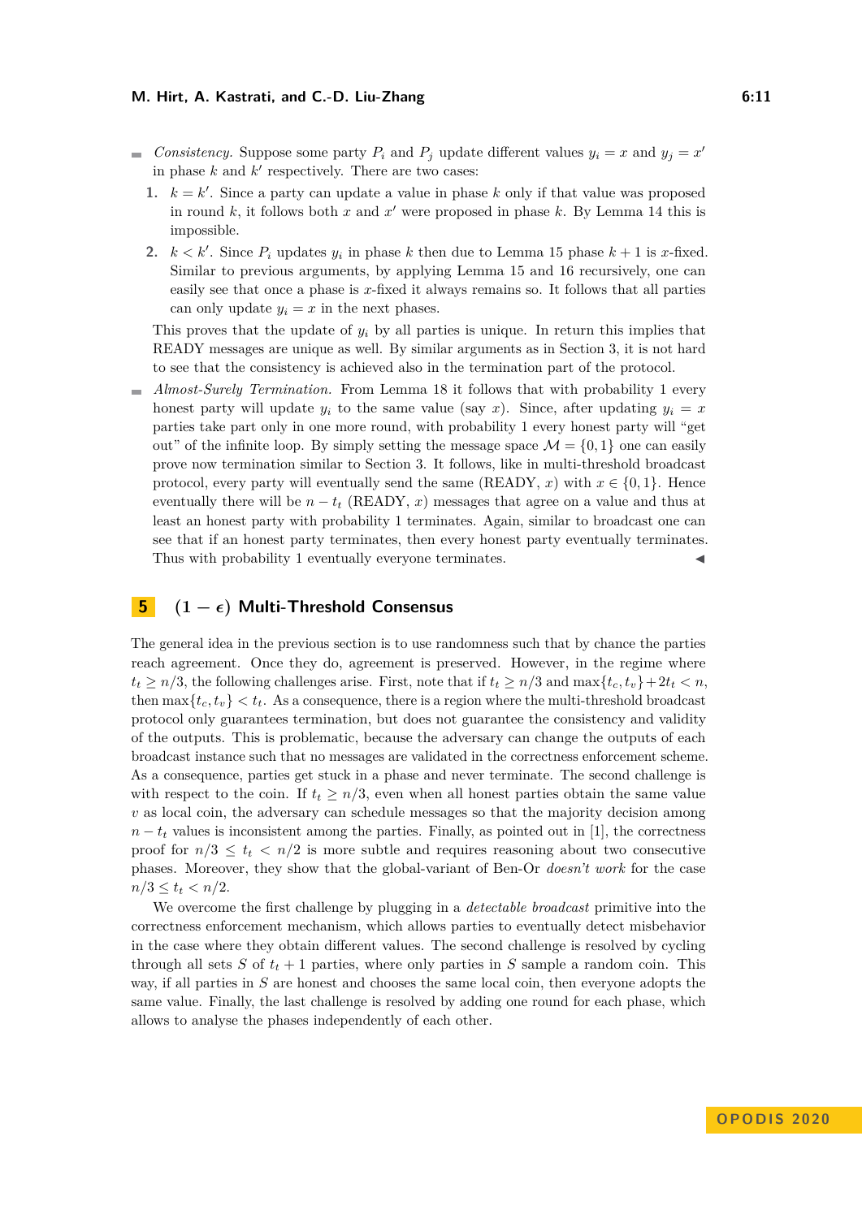- *Consistency.* Suppose some party $P_i$ and $P_j$ update different values $y_i = x$ and $y_j = x'$ in phase $k$ and $k'$ respectively. There are two cases:
  1. $k = k'$. Since a party can update a value in phase $k$ only if that value was proposed in round $k$, it follows both $x$ and $x'$ were proposed in phase $k$. By Lemma 14 this is impossible.
  2. $k < k'$. Since $P_i$ updates $y_i$ in phase $k$ then due to Lemma 15 phase $k+1$ is $x$-fixed. Similar to previous arguments, by applying Lemma 15 and 16 recursively, one can easily see that once a phase is $x$-fixed it always remains so. It follows that all parties can only update $y_i = x$ in the next phases.

  This proves that the update of $y_i$ by all parties is unique. In return this implies that READY messages are unique as well. By similar arguments as in Section 3, it is not hard to see that the consistency is achieved also in the termination part of the protocol.
- *Almost-Surely Termination.* From Lemma 18 it follows that with probability 1 every honest party will update $y_i$ to the same value (say $x$). Since, after updating $y_i = x$ parties take part only in one more round, with probability 1 every honest party will "get out" of the infinite loop. By simply setting the message space $\mathcal{M} = \{0, 1\}$ one can easily prove now termination similar to Section 3. It follows, like in multi-threshold broadcast protocol, every party will eventually send the same (READY, $x$) with $x \in \{0, 1\}$. Hence eventually there will be $n - t_t$ (READY, $x$) messages that agree on a value and thus at least an honest party with probability 1 terminates. Again, similar to broadcast one can see that if an honest party terminates, then every honest party eventually terminates. Thus with probability 1 eventually everyone terminates. ◀

## 5 $(1-\epsilon)$ Multi-Threshold Consensus

The general idea in the previous section is to use randomness such that by chance the parties reach agreement. Once they do, agreement is preserved. However, in the regime where $t_t \geq n/3$, the following challenges arise. First, note that if $t_t \geq n/3$ and $\max\{t_c, t_v\} + 2t_t < n$, then $\max\{t_c, t_v\} < t_t$. As a consequence, there is a region where the multi-threshold broadcast protocol only guarantees termination, but does not guarantee the consistency and validity of the outputs. This is problematic, because the adversary can change the outputs of each broadcast instance such that no messages are validated in the correctness enforcement scheme. As a consequence, parties get stuck in a phase and never terminate. The second challenge is with respect to the coin. If $t_t \geq n/3$, even when all honest parties obtain the same value $v$ as local coin, the adversary can schedule messages so that the majority decision among $n - t_t$ values is inconsistent among the parties. Finally, as pointed out in [1], the correctness proof for $n/3 \leq t_t < n/2$ is more subtle and requires reasoning about two consecutive phases. Moreover, they show that the global-variant of Ben-Or *doesn't work* for the case $n/3 \leq t_t < n/2$.

We overcome the first challenge by plugging in a *detectable broadcast* primitive into the correctness enforcement mechanism, which allows parties to eventually detect misbehavior in the case where they obtain different values. The second challenge is resolved by cycling through all sets $S$ of $t_t + 1$ parties, where only parties in $S$ sample a random coin. This way, if all parties in $S$ are honest and chooses the same local coin, then everyone adopts the same value. Finally, the last challenge is resolved by adding one round for each phase, which allows to analyse the phases independently of each other.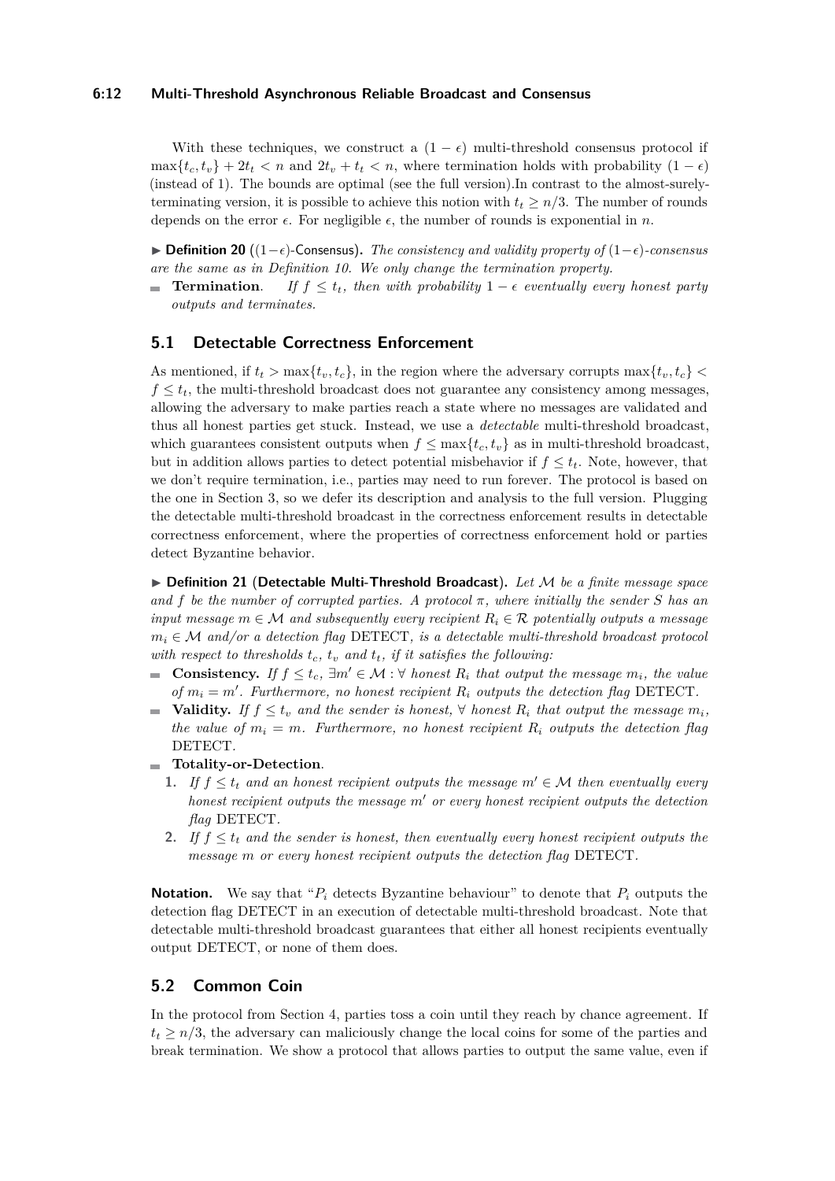With these techniques, we construct a $(1-\epsilon)$ multi-threshold consensus protocol if $\max\{t_c, t_v\} + 2t_t < n$ and $2t_v + t_t < n$, where termination holds with probability $(1-\epsilon)$ (instead of 1). The bounds are optimal (see the full version).In contrast to the almost-surely-terminating version, it is possible to achieve this notion with $t_t \geq n/3$. The number of rounds depends on the error $\epsilon$. For negligible $\epsilon$, the number of rounds is exponential in $n$.

▶ **Definition 20** ($(1-\epsilon)$-Consensus)**.** *The consistency and validity property of $(1-\epsilon)$-consensus are the same as in Definition 10. We only change the termination property.*

- **Termination**. *If $f \leq t_t$, then with probability $1-\epsilon$ eventually every honest party outputs and terminates.*

## 5.1 Detectable Correctness Enforcement

As mentioned, if $t_t > \max\{t_v, t_c\}$, in the region where the adversary corrupts $\max\{t_v, t_c\} < f \leq t_t$, the multi-threshold broadcast does not guarantee any consistency among messages, allowing the adversary to make parties reach a state where no messages are validated and thus all honest parties get stuck. Instead, we use a *detectable* multi-threshold broadcast, which guarantees consistent outputs when $f \leq \max\{t_c, t_v\}$ as in multi-threshold broadcast, but in addition allows parties to detect potential misbehavior if $f \leq t_t$. Note, however, that we don't require termination, i.e., parties may need to run forever. The protocol is based on the one in Section 3, so we defer its description and analysis to the full version. Plugging the detectable multi-threshold broadcast in the correctness enforcement results in detectable correctness enforcement, where the properties of correctness enforcement hold or parties detect Byzantine behavior.

▶ **Definition 21** (Detectable Multi-Threshold Broadcast)**.** *Let $\mathcal{M}$ be a finite message space and $f$ be the number of corrupted parties. A protocol $\pi$, where initially the sender $S$ has an input message $m \in \mathcal{M}$ and subsequently every recipient $R_i \in \mathcal{R}$ potentially outputs a message $m_i \in \mathcal{M}$ and/or a detection flag* DETECT*, is a detectable multi-threshold broadcast protocol with respect to thresholds $t_c$, $t_v$ and $t_t$, if it satisfies the following:*

- **Consistency.** *If $f \leq t_c$, $\exists m' \in \mathcal{M} : \forall$ honest $R_i$ that output the message $m_i$, the value of $m_i = m'$. Furthermore, no honest recipient $R_i$ outputs the detection flag* DETECT*.*
- **Validity.** *If $f \leq t_v$ and the sender is honest, $\forall$ honest $R_i$ that output the message $m_i$, the value of $m_i = m$. Furthermore, no honest recipient $R_i$ outputs the detection flag* DETECT*.*
- **Totality-or-Detection**.
  1. *If $f \leq t_t$ and an honest recipient outputs the message $m' \in \mathcal{M}$ then eventually every honest recipient outputs the message $m'$ or every honest recipient outputs the detection flag* DETECT*.*
  2. *If $f \leq t_t$ and the sender is honest, then eventually every honest recipient outputs the message $m$ or every honest recipient outputs the detection flag* DETECT*.*

**Notation.** We say that "$P_i$ detects Byzantine behaviour" to denote that $P_i$ outputs the detection flag DETECT in an execution of detectable multi-threshold broadcast. Note that detectable multi-threshold broadcast guarantees that either all honest recipients eventually output DETECT, or none of them does.

## 5.2 Common Coin

In the protocol from Section 4, parties toss a coin until they reach by chance agreement. If $t_t \geq n/3$, the adversary can maliciously change the local coins for some of the parties and break termination. We show a protocol that allows parties to output the same value, even if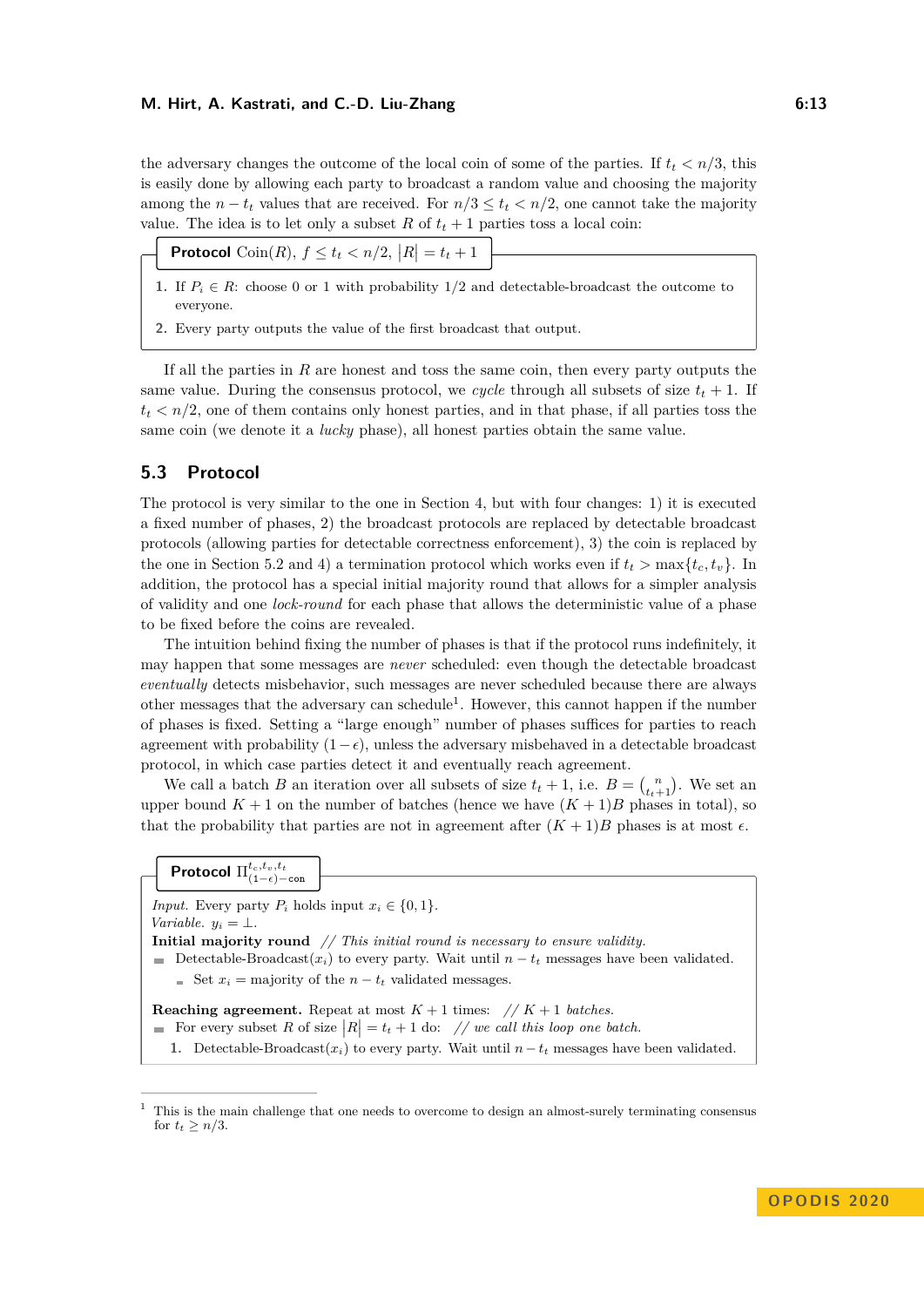the adversary changes the outcome of the local coin of some of the parties. If $t_t < n/3$, this is easily done by allowing each party to broadcast a random value and choosing the majority among the $n - t_t$ values that are received. For $n/3 \leq t_t < n/2$, one cannot take the majority value. The idea is to let only a subset $R$ of $t_t + 1$ parties toss a local coin:

**Protocol** $\text{Coin}(R)$, $f \leq t_t < n/2$, $|R| = t_t + 1$

1. If $P_i \in R$: choose 0 or 1 with probability 1/2 and detectable-broadcast the outcome to everyone.
2. Every party outputs the value of the first broadcast that output.

If all the parties in $R$ are honest and toss the same coin, then every party outputs the same value. During the consensus protocol, we *cycle* through all subsets of size $t_t + 1$. If $t_t < n/2$, one of them contains only honest parties, and in that phase, if all parties toss the same coin (we denote it a *lucky* phase), all honest parties obtain the same value.

## 5.3 Protocol

The protocol is very similar to the one in Section 4, but with four changes: 1) it is executed a fixed number of phases, 2) the broadcast protocols are replaced by detectable broadcast protocols (allowing parties for detectable correctness enforcement), 3) the coin is replaced by the one in Section 5.2 and 4) a termination protocol which works even if $t_t > \max\{t_c, t_v\}$. In addition, the protocol has a special initial majority round that allows for a simpler analysis of validity and one *lock-round* for each phase that allows the deterministic value of a phase to be fixed before the coins are revealed.

The intuition behind fixing the number of phases is that if the protocol runs indefinitely, it may happen that some messages are *never* scheduled: even though the detectable broadcast *eventually* detects misbehavior, such messages are never scheduled because there are always other messages that the adversary can schedule[1]. However, this cannot happen if the number of phases is fixed. Setting a "large enough" number of phases suffices for parties to reach agreement with probability $(1 - \epsilon)$, unless the adversary misbehaved in a detectable broadcast protocol, in which case parties detect it and eventually reach agreement.

We call a batch $B$ an iteration over all subsets of size $t_t + 1$, i.e. $B = \binom{n}{t_t+1}$. We set an upper bound $K + 1$ on the number of batches (hence we have $(K + 1)B$ phases in total), so that the probability that parties are not in agreement after $(K + 1)B$ phases is at most $\epsilon$.

**Protocol** $\Pi^{t_c,t_v,t_t}_{(1-\epsilon)-\text{con}}$

*Input.* Every party $P_i$ holds input $x_i \in \{0, 1\}$.
*Variable.* $y_i = \bot$.

**Initial majority round** *// This initial round is necessary to ensure validity.*

- Detectable-Broadcast($x_i$) to every party. Wait until $n - t_t$ messages have been validated.
  - Set $x_i$ = majority of the $n - t_t$ validated messages.

**Reaching agreement.** Repeat at most $K + 1$ times: *// $K + 1$ batches.*

- For every subset $R$ of size $|R| = t_t + 1$ do: *// we call this loop one batch.*
  1. Detectable-Broadcast($x_i$) to every party. Wait until $n - t_t$ messages have been validated.

[1] This is the main challenge that one needs to overcome to design an almost-surely terminating consensus for $t_t \geq n/3$.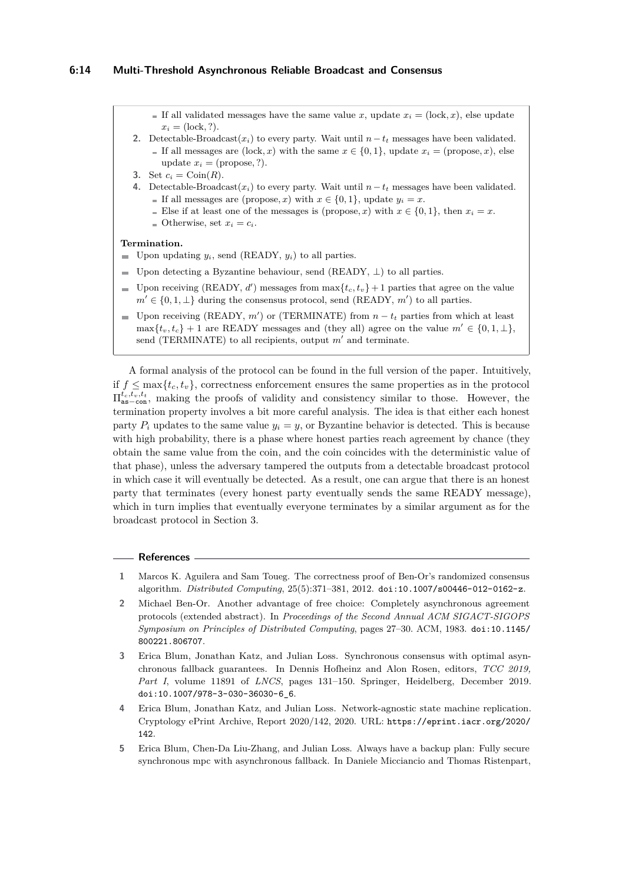- If all validated messages have the same value $x$, update $x_i = (\text{lock}, x)$, else update $x_i = (\text{lock}, ?)$.

2. Detectable-Broadcast($x_i$) to every party. Wait until $n - t_t$ messages have been validated.
   - If all messages are $(\text{lock}, x)$ with the same $x \in \{0, 1\}$, update $x_i = (\text{propose}, x)$, else update $x_i = (\text{propose}, ?)$.
3. Set $c_i = \text{Coin}(R)$.
4. Detectable-Broadcast($x_i$) to every party. Wait until $n - t_t$ messages have been validated.
   - If all messages are $(\text{propose}, x)$ with $x \in \{0, 1\}$, update $y_i = x$.
   - Else if at least one of the messages is $(\text{propose}, x)$ with $x \in \{0, 1\}$, then $x_i = x$.
   - Otherwise, set $x_i = c_i$.

**Termination.**

- Upon updating $y_i$, send (READY, $y_i$) to all parties.
- Upon detecting a Byzantine behaviour, send (READY, $\perp$) to all parties.
- Upon receiving (READY, $d'$) messages from $\max\{t_c, t_v\} + 1$ parties that agree on the value $m' \in \{0, 1, \perp\}$ during the consensus protocol, send (READY, $m'$) to all parties.
- Upon receiving (READY, $m'$) or (TERMINATE) from $n - t_t$ parties from which at least $\max\{t_v, t_c\} + 1$ are READY messages and (they all) agree on the value $m' \in \{0, 1, \perp\}$, send (TERMINATE) to all recipients, output $m'$ and terminate.

A formal analysis of the protocol can be found in the full version of the paper. Intuitively, if $f \leq \max\{t_c, t_v\}$, correctness enforcement ensures the same properties as in the protocol $\Pi^{t_c, t_v, t_t}_{\texttt{as-con}}$, making the proofs of validity and consistency similar to those. However, the termination property involves a bit more careful analysis. The idea is that either each honest party $P_i$ updates to the same value $y_i = y$, or Byzantine behavior is detected. This is because with high probability, there is a phase where honest parties reach agreement by chance (they obtain the same value from the coin, and the coin coincides with the deterministic value of that phase), unless the adversary tampered the outputs from a detectable broadcast protocol in which case it will eventually be detected. As a result, one can argue that there is an honest party that terminates (every honest party eventually sends the same READY message), which in turn implies that eventually everyone terminates by a similar argument as for the broadcast protocol in Section 3.

## References

1. Marcos K. Aguilera and Sam Toueg. The correctness proof of Ben-Or's randomized consensus algorithm. *Distributed Computing*, 25(5):371–381, 2012. doi:10.1007/s00446-012-0162-z.
2. Michael Ben-Or. Another advantage of free choice: Completely asynchronous agreement protocols (extended abstract). In *Proceedings of the Second Annual ACM SIGACT-SIGOPS Symposium on Principles of Distributed Computing*, pages 27–30. ACM, 1983. doi:10.1145/800221.806707.
3. Erica Blum, Jonathan Katz, and Julian Loss. Synchronous consensus with optimal asynchronous fallback guarantees. In Dennis Hofheinz and Alon Rosen, editors, *TCC 2019, Part I*, volume 11891 of *LNCS*, pages 131–150. Springer, Heidelberg, December 2019. doi:10.1007/978-3-030-36030-6_6.
4. Erica Blum, Jonathan Katz, and Julian Loss. Network-agnostic state machine replication. Cryptology ePrint Archive, Report 2020/142, 2020. URL: https://eprint.iacr.org/2020/142.
5. Erica Blum, Chen-Da Liu-Zhang, and Julian Loss. Always have a backup plan: Fully secure synchronous mpc with asynchronous fallback. In Daniele Micciancio and Thomas Ristenpart,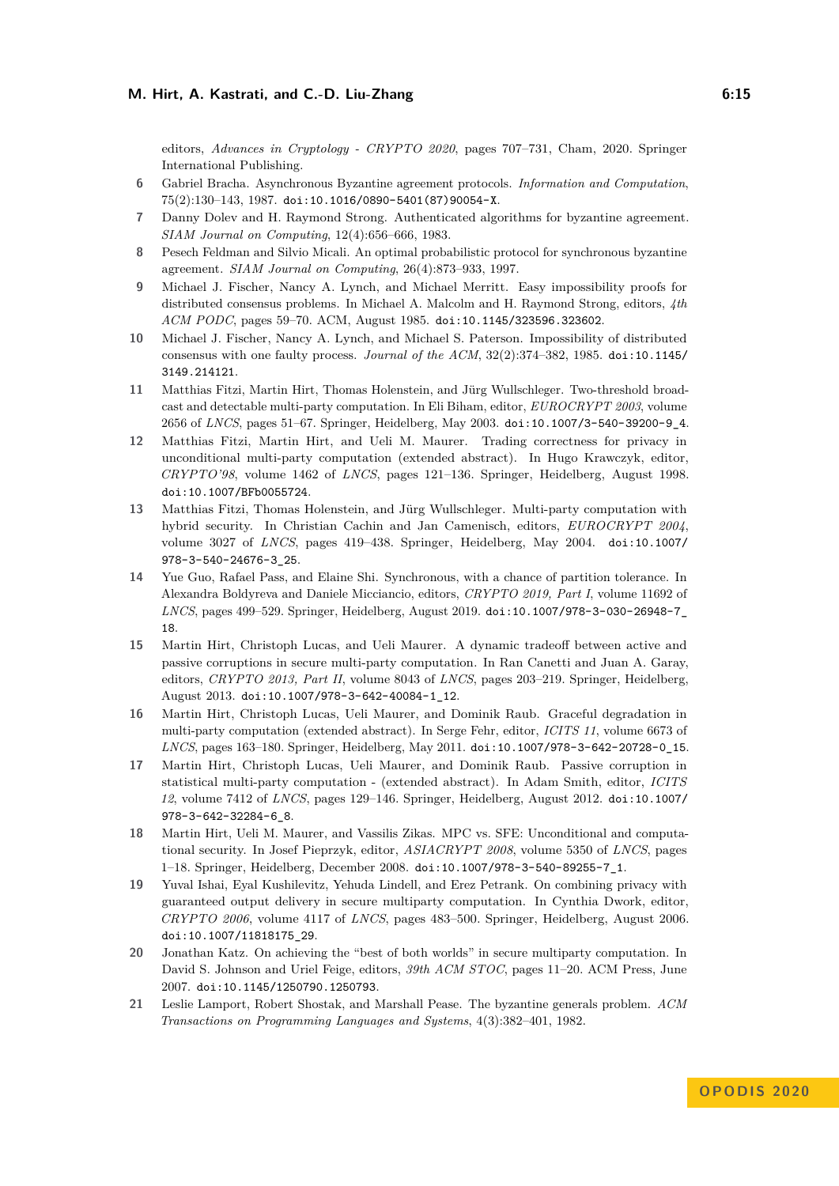editors, *Advances in Cryptology - CRYPTO 2020*, pages 707–731, Cham, 2020. Springer International Publishing.

6. Gabriel Bracha. Asynchronous Byzantine agreement protocols. *Information and Computation*, 75(2):130–143, 1987. doi:10.1016/0890-5401(87)90054-X.
7. Danny Dolev and H. Raymond Strong. Authenticated algorithms for byzantine agreement. *SIAM Journal on Computing*, 12(4):656–666, 1983.
8. Pesech Feldman and Silvio Micali. An optimal probabilistic protocol for synchronous byzantine agreement. *SIAM Journal on Computing*, 26(4):873–933, 1997.
9. Michael J. Fischer, Nancy A. Lynch, and Michael Merritt. Easy impossibility proofs for distributed consensus problems. In Michael A. Malcolm and H. Raymond Strong, editors, *4th ACM PODC*, pages 59–70. ACM, August 1985. doi:10.1145/323596.323602.
10. Michael J. Fischer, Nancy A. Lynch, and Michael S. Paterson. Impossibility of distributed consensus with one faulty process. *Journal of the ACM*, 32(2):374–382, 1985. doi:10.1145/3149.214121.
11. Matthias Fitzi, Martin Hirt, Thomas Holenstein, and Jürg Wullschleger. Two-threshold broadcast and detectable multi-party computation. In Eli Biham, editor, *EUROCRYPT 2003*, volume 2656 of *LNCS*, pages 51–67. Springer, Heidelberg, May 2003. doi:10.1007/3-540-39200-9_4.
12. Matthias Fitzi, Martin Hirt, and Ueli M. Maurer. Trading correctness for privacy in unconditional multi-party computation (extended abstract). In Hugo Krawczyk, editor, *CRYPTO'98*, volume 1462 of *LNCS*, pages 121–136. Springer, Heidelberg, August 1998. doi:10.1007/BFb0055724.
13. Matthias Fitzi, Thomas Holenstein, and Jürg Wullschleger. Multi-party computation with hybrid security. In Christian Cachin and Jan Camenisch, editors, *EUROCRYPT 2004*, volume 3027 of *LNCS*, pages 419–438. Springer, Heidelberg, May 2004. doi:10.1007/978-3-540-24676-3_25.
14. Yue Guo, Rafael Pass, and Elaine Shi. Synchronous, with a chance of partition tolerance. In Alexandra Boldyreva and Daniele Micciancio, editors, *CRYPTO 2019, Part I*, volume 11692 of *LNCS*, pages 499–529. Springer, Heidelberg, August 2019. doi:10.1007/978-3-030-26948-7_18.
15. Martin Hirt, Christoph Lucas, and Ueli Maurer. A dynamic tradeoff between active and passive corruptions in secure multi-party computation. In Ran Canetti and Juan A. Garay, editors, *CRYPTO 2013, Part II*, volume 8043 of *LNCS*, pages 203–219. Springer, Heidelberg, August 2013. doi:10.1007/978-3-642-40084-1_12.
16. Martin Hirt, Christoph Lucas, Ueli Maurer, and Dominik Raub. Graceful degradation in multi-party computation (extended abstract). In Serge Fehr, editor, *ICITS 11*, volume 6673 of *LNCS*, pages 163–180. Springer, Heidelberg, May 2011. doi:10.1007/978-3-642-20728-0_15.
17. Martin Hirt, Christoph Lucas, Ueli Maurer, and Dominik Raub. Passive corruption in statistical multi-party computation - (extended abstract). In Adam Smith, editor, *ICITS 12*, volume 7412 of *LNCS*, pages 129–146. Springer, Heidelberg, August 2012. doi:10.1007/978-3-642-32284-6_8.
18. Martin Hirt, Ueli M. Maurer, and Vassilis Zikas. MPC vs. SFE: Unconditional and computational security. In Josef Pieprzyk, editor, *ASIACRYPT 2008*, volume 5350 of *LNCS*, pages 1–18. Springer, Heidelberg, December 2008. doi:10.1007/978-3-540-89255-7_1.
19. Yuval Ishai, Eyal Kushilevitz, Yehuda Lindell, and Erez Petrank. On combining privacy with guaranteed output delivery in secure multiparty computation. In Cynthia Dwork, editor, *CRYPTO 2006*, volume 4117 of *LNCS*, pages 483–500. Springer, Heidelberg, August 2006. doi:10.1007/11818175_29.
20. Jonathan Katz. On achieving the "best of both worlds" in secure multiparty computation. In David S. Johnson and Uriel Feige, editors, *39th ACM STOC*, pages 11–20. ACM Press, June 2007. doi:10.1145/1250790.1250793.
21. Leslie Lamport, Robert Shostak, and Marshall Pease. The byzantine generals problem. *ACM Transactions on Programming Languages and Systems*, 4(3):382–401, 1982.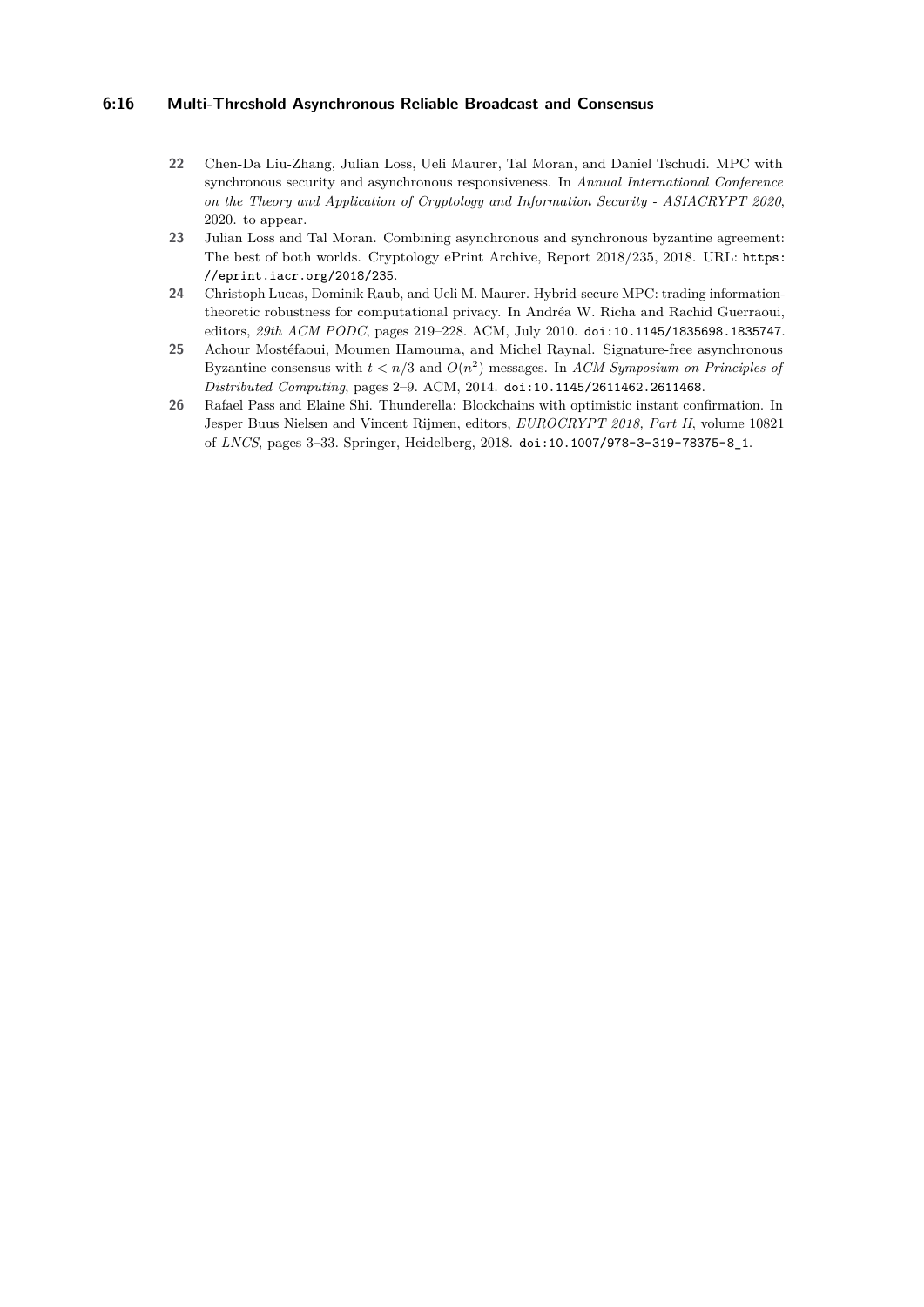22 Chen-Da Liu-Zhang, Julian Loss, Ueli Maurer, Tal Moran, and Daniel Tschudi. MPC with synchronous security and asynchronous responsiveness. In *Annual International Conference on the Theory and Application of Cryptology and Information Security - ASIACRYPT 2020*, 2020. to appear.

23 Julian Loss and Tal Moran. Combining asynchronous and synchronous byzantine agreement: The best of both worlds. Cryptology ePrint Archive, Report 2018/235, 2018. URL: https://eprint.iacr.org/2018/235.

24 Christoph Lucas, Dominik Raub, and Ueli M. Maurer. Hybrid-secure MPC: trading information-theoretic robustness for computational privacy. In Andréa W. Richa and Rachid Guerraoui, editors, *29th ACM PODC*, pages 219–228. ACM, July 2010. doi:10.1145/1835698.1835747.

25 Achour Mostéfaoui, Moumen Hamouma, and Michel Raynal. Signature-free asynchronous Byzantine consensus with $t < n/3$ and $O(n^2)$ messages. In *ACM Symposium on Principles of Distributed Computing*, pages 2–9. ACM, 2014. doi:10.1145/2611462.2611468.

26 Rafael Pass and Elaine Shi. Thunderella: Blockchains with optimistic instant confirmation. In Jesper Buus Nielsen and Vincent Rijmen, editors, *EUROCRYPT 2018, Part II*, volume 10821 of *LNCS*, pages 3–33. Springer, Heidelberg, 2018. doi:10.1007/978-3-319-78375-8_1.